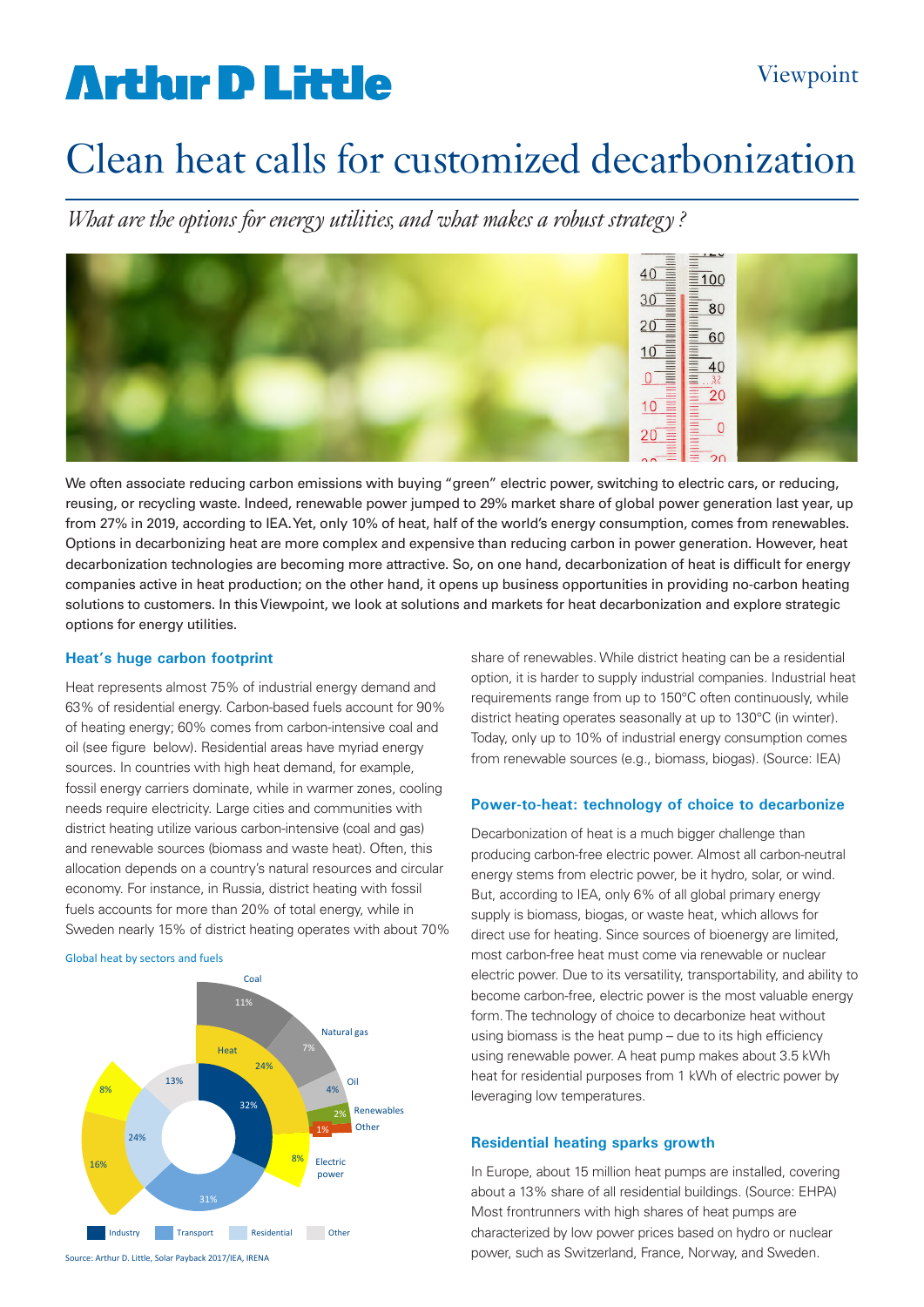Viewpoint

# Clean heat calls for customized decarbonization

*What are the options for energy utilities, and what makes a robust strategy?*

We often associate reducing carbon emissions with buying "green" electric power, switching to electric cars, or reducing, reusing, or recycling waste. Indeed, renewable power jumped to 29% market share of global power generation last year, up from 27% in 2019, according to IEA. Yet, only 10% of heat, half of the world's energy consumption, comes from renewables. Options in decarbonizing heat are more complex and expensive than reducing carbon in power generation. However, heat decarbonization technologies are becoming more attractive. So, on one hand, decarbonization of heat is difficult for energy companies active in heat production; on the other hand, it opens up business opportunities in providing no-carbon heating solutions to customers. In this Viewpoint, we look at solutions and markets for heat decarbonization and explore strategic options for energy utilities.

## Heat's huge carbon footprint

Heat represents almost 75% of industrial energy demand and 63% of residential energy. Carbon-based fuels account for 90% of heating energy; 60% comes from carbon-intensive coal and oil (see figure below). Residential areas have myriad energy sources. In countries with high heat demand, for example, fossil energy carriers dominate, while in warmer zones, cooling needs require electricity. Large cities and communities with district heating utilize various carbon-intensive (coal and gas) and renewable sources (biomass and waste heat). Often, this allocation depends on a country's natural resources and circular economy. For instance, in Russia, district heating with fossil fuels accounts for more than 20% of total energy, while in Sweden nearly 15% of district heating operates with about 70% share of renewables. While district heating can be a residential option, it is harder to supply industrial companies. Industrial heat requirements range from up to 150°C often continuously, while district heating operates seasonally at up to 130°C (in winter). Today, only up to 10% of industrial energy consumption comes from renewable sources (e.g., biomass, biogas). (Source: IEA)

Global heat by sectors and fuels

Source: Arthur D. Little, Solar Payback 2017/IEA, IRENA

## Power-to-heat: technology of choice to decarbonize

Decarbonization of heat is a much bigger challenge than producing carbon-free electric power. Almost all carbon-neutral energy stems from electric power, be it hydro, solar, or wind. But, according to IEA, only 6% of all global primary energy supply is biomass, biogas, or waste heat, which allows for direct use for heating. Since sources of bioenergy are limited, most carbon-free heat must come via renewable or nuclear electric power. Due to its versatility, transportability, and ability to become carbon-free, electric power is the most valuable energy form. The technology of choice to decarbonize heat without using biomass is the heat pump – due to its high efficiency using renewable power. A heat pump makes about 3.5 kWh heat for residential purposes from 1 kWh of electric power by leveraging low temperatures.

## Residential heating sparks growth

In Europe, about 15 million heat pumps are installed, covering about a 13% share of all residential buildings. (Source: EHPA) Most frontrunners with high shares of heat pumps are characterized by low power prices based on hydro or nuclear power, such as Switzerland, France, Norway, and Sweden.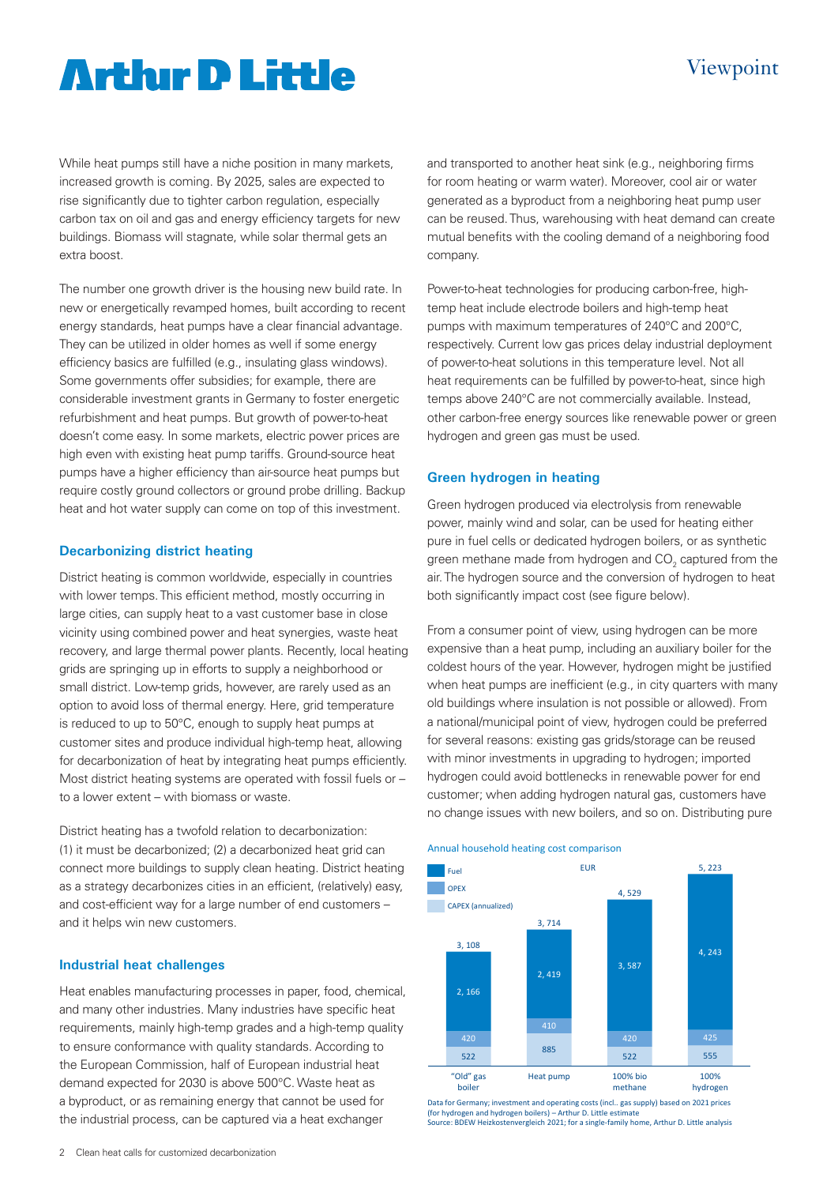While heat pumps still have a niche position in many markets, increased growth is coming. By 2025, sales are expected to rise significantly due to tighter carbon regulation, especially carbon tax on oil and gas and energy efficiency targets for new buildings. Biomass will stagnate, while solar thermal gets an extra boost.

The number one growth driver is the housing new build rate. In new or energetically revamped homes, built according to recent energy standards, heat pumps have a clear financial advantage. They can be utilized in older homes as well if some energy efficiency basics are fulfilled (e.g., insulating glass windows). Some governments offer subsidies; for example, there are considerable investment grants in Germany to foster energetic refurbishment and heat pumps. But growth of power-to-heat doesn't come easy. In some markets, electric power prices are high even with existing heat pump tariffs. Ground-source heat pumps have a higher efficiency than air-source heat pumps but require costly ground collectors or ground probe drilling. Backup heat and hot water supply can come on top of this investment.

### Decarbonizing district heating

District heating is common worldwide, especially in countries with lower temps. This efficient method, mostly occurring in large cities, can supply heat to a vast customer base in close vicinity using combined power and heat synergies, waste heat recovery, and large thermal power plants. Recently, local heating grids are springing up in efforts to supply a neighborhood or small district. Low-temp grids, however, are rarely used as an option to avoid loss of thermal energy. Here, grid temperature is reduced to up to 50°C, enough to supply heat pumps at customer sites and produce individual high-temp heat, allowing for decarbonization of heat by integrating heat pumps efficiently. Most district heating systems are operated with fossil fuels or – to a lower extent – with biomass or waste.

District heating has a twofold relation to decarbonization: (1) it must be decarbonized; (2) a decarbonized heat grid can connect more buildings to supply clean heating. District heating as a strategy decarbonizes cities in an efficient, (relatively) easy, and cost-efficient way for a large number of end customers – and it helps win new customers.

### Industrial heat challenges

Heat enables manufacturing processes in paper, food, chemical, and many other industries. Many industries have specific heat requirements, mainly high-temp grades and a high-temp quality to ensure conformance with quality standards. According to the European Commission, half of European industrial heat demand expected for 2030 is above 500°C. Waste heat as a byproduct, or as remaining energy that cannot be used for the industrial process, can be captured via a heat exchanger and transported to another heat sink (e.g., neighboring firms for room heating or warm water). Moreover, cool air or water generated as a byproduct from a neighboring heat pump user can be reused. Thus, warehousing with heat demand can create mutual benefits with the cooling demand of a neighboring food company.

Power-to-heat technologies for producing carbon-free, high-temp heat include electrode boilers and high-temp heat pumps with maximum temperatures of 240°C and 200°C, respectively. Current low gas prices delay industrial deployment of power-to-heat solutions in this temperature level. Not all heat requirements can be fulfilled by power-to-heat, since high temps above 240°C are not commercially available. Instead, other carbon-free energy sources like renewable power or green hydrogen and green gas must be used.

### Green hydrogen in heating

Green hydrogen produced via electrolysis from renewable power, mainly wind and solar, can be used for heating either pure in fuel cells or dedicated hydrogen boilers, or as synthetic green methane made from hydrogen and $CO_2$ captured from the air. The hydrogen source and the conversion of hydrogen to heat both significantly impact cost (see figure below).

From a consumer point of view, using hydrogen can be more expensive than a heat pump, including an auxiliary boiler for the coldest hours of the year. However, hydrogen might be justified when heat pumps are inefficient (e.g., in city quarters with many old buildings where insulation is not possible or allowed). From a national/municipal point of view, hydrogen could be preferred for several reasons: existing gas grids/storage can be reused with minor investments in upgrading to hydrogen; imported hydrogen could avoid bottlenecks in renewable power for end customer; when adding hydrogen natural gas, customers have no change issues with new boilers, and so on. Distributing pure

Annual household heating cost comparison (EUR)

| | "Old" gas boiler | Heat pump | 100% bio methane | 100% hydrogen |
|---|---|---|---|---|
| Fuel | 2,166 | 2,419 | 3,587 | 4,243 |
| OPEX | 420 | 410 | 420 | 425 |
| CAPEX (annualized) | 522 | 885 | 522 | 555 |
| Total | 3,108 | 3,714 | 4,529 | 5,223 |

Data for Germany; investment and operating costs (incl.. gas supply) based on 2021 prices (for hydrogen and hydrogen boilers) – Arthur D. Little estimate
Source: BDEW Heizkostenvergleich 2021; for a single-family home, Arthur D. Little analysis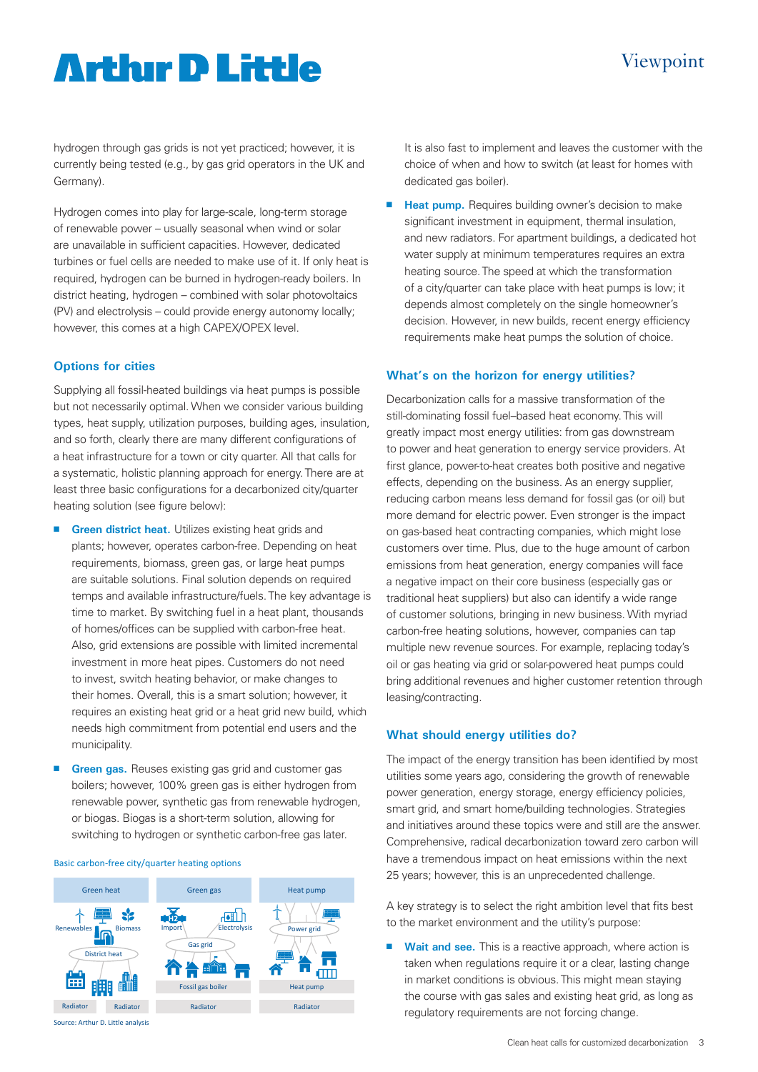hydrogen through gas grids is not yet practiced; however, it is currently being tested (e.g., by gas grid operators in the UK and Germany).

Hydrogen comes into play for large-scale, long-term storage of renewable power – usually seasonal when wind or solar are unavailable in sufficient capacities. However, dedicated turbines or fuel cells are needed to make use of it. If only heat is required, hydrogen can be burned in hydrogen-ready boilers. In district heating, hydrogen – combined with solar photovoltaics (PV) and electrolysis – could provide energy autonomy locally; however, this comes at a high CAPEX/OPEX level.

## Options for cities

Supplying all fossil-heated buildings via heat pumps is possible but not necessarily optimal. When we consider various building types, heat supply, utilization purposes, building ages, insulation, and so forth, clearly there are many different configurations of a heat infrastructure for a town or city quarter. All that calls for a systematic, holistic planning approach for energy. There are at least three basic configurations for a decarbonized city/quarter heating solution (see figure below):

- **Green district heat.** Utilizes existing heat grids and plants; however, operates carbon-free. Depending on heat requirements, biomass, green gas, or large heat pumps are suitable solutions. Final solution depends on required temps and available infrastructure/fuels. The key advantage is time to market. By switching fuel in a heat plant, thousands of homes/offices can be supplied with carbon-free heat. Also, grid extensions are possible with limited incremental investment in more heat pipes. Customers do not need to invest, switch heating behavior, or make changes to their homes. Overall, this is a smart solution; however, it requires an existing heat grid or a heat grid new build, which needs high commitment from potential end users and the municipality.
- **Green gas.** Reuses existing gas grid and customer gas boilers; however, 100% green gas is either hydrogen from renewable power, synthetic gas from renewable hydrogen, or biogas. Biogas is a short-term solution, allowing for switching to hydrogen or synthetic carbon-free gas later. It is also fast to implement and leaves the customer with the choice of when and how to switch (at least for homes with dedicated gas boiler).
- **Heat pump.** Requires building owner's decision to make significant investment in equipment, thermal insulation, and new radiators. For apartment buildings, a dedicated hot water supply at minimum temperatures requires an extra heating source. The speed at which the transformation of a city/quarter can take place with heat pumps is low; it depends almost completely on the single homeowner's decision. However, in new builds, recent energy efficiency requirements make heat pumps the solution of choice.

Basic carbon-free city/quarter heating options

| Green heat | Green gas | Heat pump |
|---|---|---|
| Renewables, Biomass → District heat | Import (H2), Electrolysis → Gas grid → Fossil gas boiler | Power grid → Heat pump |
| Radiator | Radiator | Radiator |

Source: Arthur D. Little analysis

## What's on the horizon for energy utilities?

Decarbonization calls for a massive transformation of the still-dominating fossil fuel–based heat economy. This will greatly impact most energy utilities: from gas downstream to power and heat generation to energy service providers. At first glance, power-to-heat creates both positive and negative effects, depending on the business. As an energy supplier, reducing carbon means less demand for fossil gas (or oil) but more demand for electric power. Even stronger is the impact on gas-based heat contracting companies, which might lose customers over time. Plus, due to the huge amount of carbon emissions from heat generation, energy companies will face a negative impact on their core business (especially gas or traditional heat suppliers) but also can identify a wide range of customer solutions, bringing in new business. With myriad carbon-free heating solutions, however, companies can tap multiple new revenue sources. For example, replacing today's oil or gas heating via grid or solar-powered heat pumps could bring additional revenues and higher customer retention through leasing/contracting.

## What should energy utilities do?

The impact of the energy transition has been identified by most utilities some years ago, considering the growth of renewable power generation, energy storage, energy efficiency policies, smart grid, and smart home/building technologies. Strategies and initiatives around these topics were and still are the answer. Comprehensive, radical decarbonization toward zero carbon will have a tremendous impact on heat emissions within the next 25 years; however, this is an unprecedented challenge.

A key strategy is to select the right ambition level that fits best to the market environment and the utility's purpose:

- **Wait and see.** This is a reactive approach, where action is taken when regulations require it or a clear, lasting change in market conditions is obvious. This might mean staying the course with gas sales and existing heat grid, as long as regulatory requirements are not forcing change.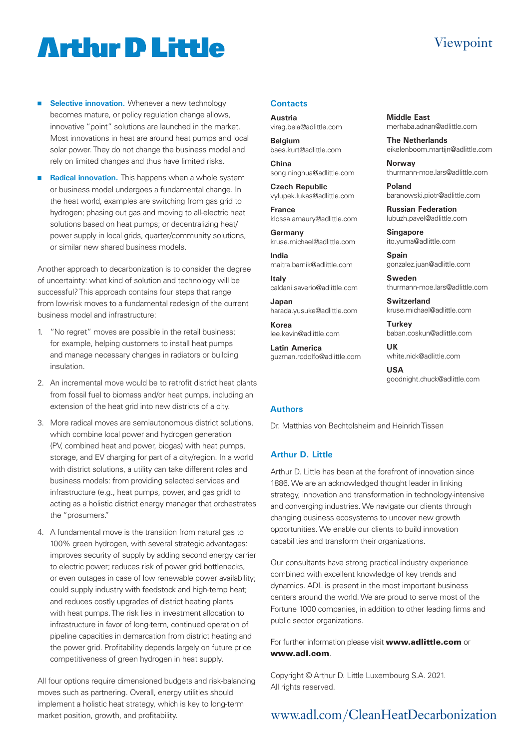- **Selective innovation.** Whenever a new technology becomes mature, or policy regulation change allows, innovative "point" solutions are launched in the market. Most innovations in heat are around heat pumps and local solar power. They do not change the business model and rely on limited changes and thus have limited risks.
- **Radical innovation.** This happens when a whole system or business model undergoes a fundamental change. In the heat world, examples are switching from gas grid to hydrogen; phasing out gas and moving to all-electric heat solutions based on heat pumps; or decentralizing heat/power supply in local grids, quarter/community solutions, or similar new shared business models.

Another approach to decarbonization is to consider the degree of uncertainty: what kind of solution and technology will be successful? This approach contains four steps that range from low-risk moves to a fundamental redesign of the current business model and infrastructure:

1. "No regret" moves are possible in the retail business; for example, helping customers to install heat pumps and manage necessary changes in radiators or building insulation.
2. An incremental move would be to retrofit district heat plants from fossil fuel to biomass and/or heat pumps, including an extension of the heat grid into new districts of a city.
3. More radical moves are semiautonomous district solutions, which combine local power and hydrogen generation (PV, combined heat and power, biogas) with heat pumps, storage, and EV charging for part of a city/region. In a world with district solutions, a utility can take different roles and business models: from providing selected services and infrastructure (e.g., heat pumps, power, and gas grid) to acting as a holistic district energy manager that orchestrates the "prosumers."
4. A fundamental move is the transition from natural gas to 100% green hydrogen, with several strategic advantages: improves security of supply by adding second energy carrier to electric power; reduces risk of power grid bottlenecks, or even outages in case of low renewable power availability; could supply industry with feedstock and high-temp heat; and reduces costly upgrades of district heating plants with heat pumps. The risk lies in investment allocation to infrastructure in favor of long-term, continued operation of pipeline capacities in demarcation from district heating and the power grid. Profitability depends largely on future price competitiveness of green hydrogen in heat supply.

All four options require dimensioned budgets and risk-balancing moves such as partnering. Overall, energy utilities should implement a holistic heat strategy, which is key to long-term market position, growth, and profitability.

## Contacts

**Austria**
virag.bela@adlittle.com

**Belgium**
baes.kurt@adlittle.com

**China**
song.ninghua@adlittle.com

**Czech Republic**
vylupek.lukas@adlittle.com

**France**
klossa.amaury@adlittle.com

**Germany**
kruse.michael@adlittle.com

**India**
maitra.barnik@adlittle.com

**Italy**
caldani.saverio@adlittle.com

**Japan**
harada.yusuke@adlittle.com

**Korea**
lee.kevin@adlittle.com

**Latin America**
guzman.rodolfo@adlittle.com

**Middle East**
merhaba.adnan@adlittle.com

**The Netherlands**
eikelenboom.martijn@adlittle.com

**Norway**
thurmann-moe.lars@adlittle.com

**Poland**
baranowski.piotr@adlittle.com

**Russian Federation**
lubuzh.pavel@adlittle.com

**Singapore**
ito.yuma@adlittle.com

**Spain**
gonzalez.juan@adlittle.com

**Sweden**
thurmann-moe.lars@adlittle.com

**Switzerland**
kruse.michael@adlittle.com

**Turkey**
baban.coskun@adlittle.com

**UK**
white.nick@adlittle.com

**USA**
goodnight.chuck@adlittle.com

## Authors

Dr. Matthias von Bechtolsheim and Heinrich Tissen

## Arthur D. Little

Arthur D. Little has been at the forefront of innovation since 1886. We are an acknowledged thought leader in linking strategy, innovation and transformation in technology-intensive and converging industries. We navigate our clients through changing business ecosystems to uncover new growth opportunities. We enable our clients to build innovation capabilities and transform their organizations.

Our consultants have strong practical industry experience combined with excellent knowledge of key trends and dynamics. ADL is present in the most important business centers around the world. We are proud to serve most of the Fortune 1000 companies, in addition to other leading firms and public sector organizations.

For further information please visit **www.adlittle.com** or **www.adl.com**.

Copyright © Arthur D. Little Luxembourg S.A. 2021. All rights reserved.

www.adl.com/CleanHeatDecarbonization